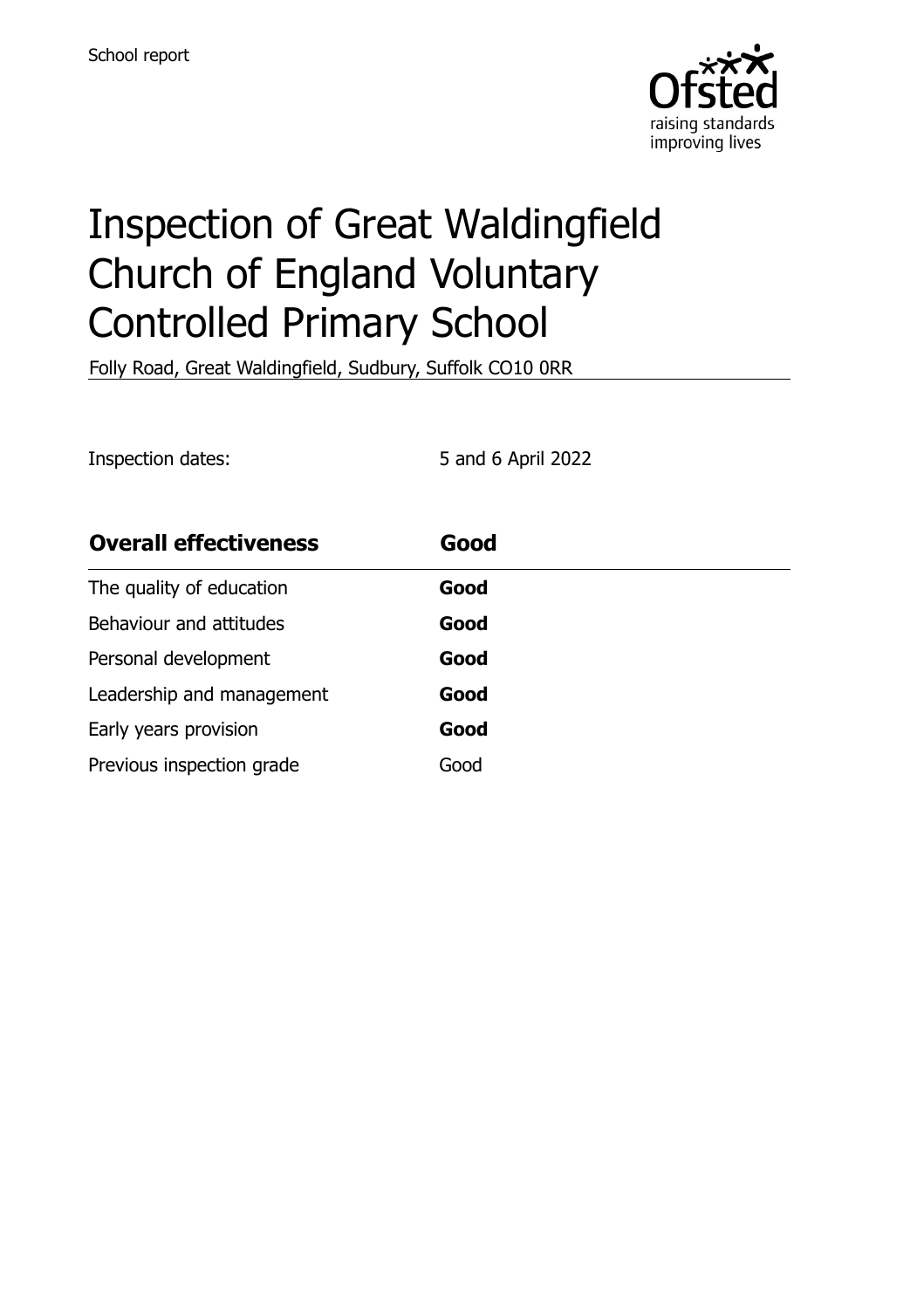School report

# Inspection of Great Waldingfield Church of England Voluntary Controlled Primary School

Folly Road, Great Waldingfield, Sudbury, Suffolk CO10 0RR

Inspection dates: 5 and 6 April 2022

| **Overall effectiveness** | **Good** |
|---|---|
| The quality of education | **Good** |
| Behaviour and attitudes | **Good** |
| Personal development | **Good** |
| Leadership and management | **Good** |
| Early years provision | **Good** |
| Previous inspection grade | Good |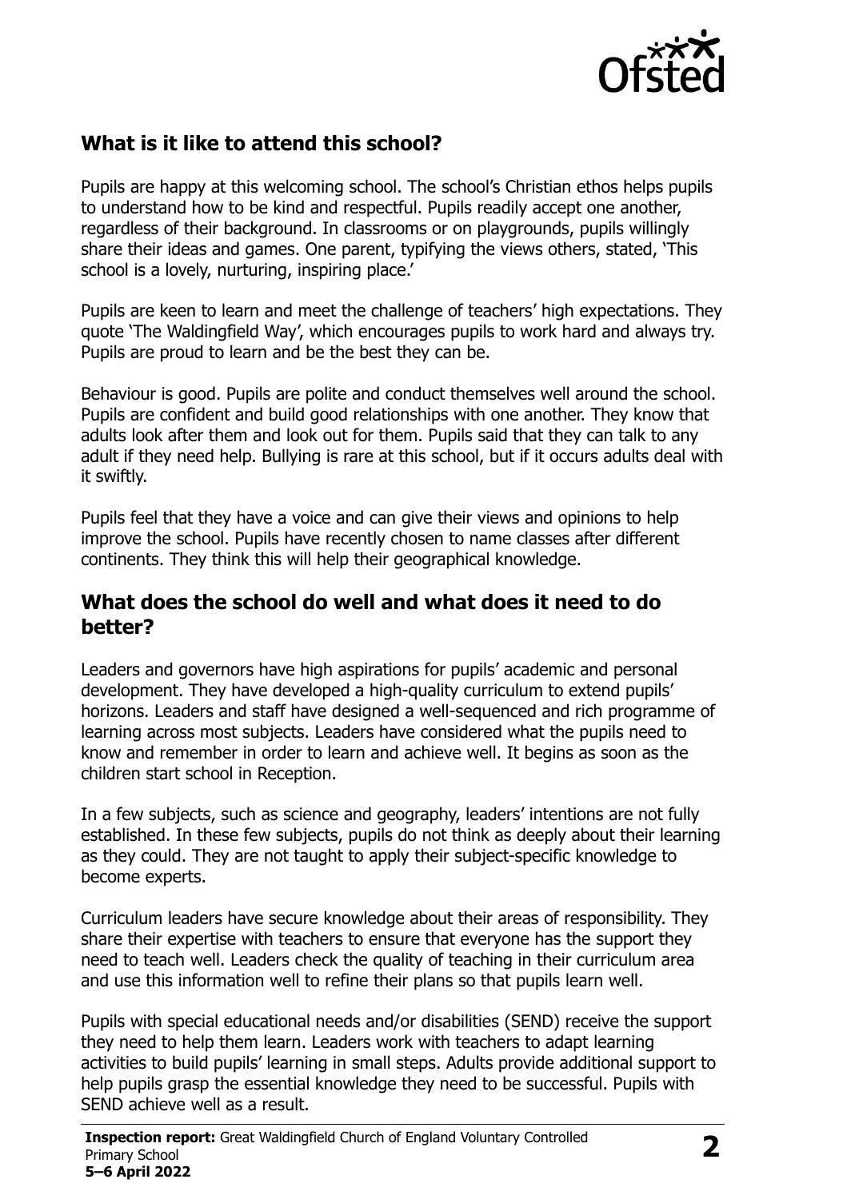## What is it like to attend this school?

Pupils are happy at this welcoming school. The school's Christian ethos helps pupils to understand how to be kind and respectful. Pupils readily accept one another, regardless of their background. In classrooms or on playgrounds, pupils willingly share their ideas and games. One parent, typifying the views others, stated, 'This school is a lovely, nurturing, inspiring place.'

Pupils are keen to learn and meet the challenge of teachers' high expectations. They quote 'The Waldingfield Way', which encourages pupils to work hard and always try. Pupils are proud to learn and be the best they can be.

Behaviour is good. Pupils are polite and conduct themselves well around the school. Pupils are confident and build good relationships with one another. They know that adults look after them and look out for them. Pupils said that they can talk to any adult if they need help. Bullying is rare at this school, but if it occurs adults deal with it swiftly.

Pupils feel that they have a voice and can give their views and opinions to help improve the school. Pupils have recently chosen to name classes after different continents. They think this will help their geographical knowledge.

## What does the school do well and what does it need to do better?

Leaders and governors have high aspirations for pupils' academic and personal development. They have developed a high-quality curriculum to extend pupils' horizons. Leaders and staff have designed a well-sequenced and rich programme of learning across most subjects. Leaders have considered what the pupils need to know and remember in order to learn and achieve well. It begins as soon as the children start school in Reception.

In a few subjects, such as science and geography, leaders' intentions are not fully established. In these few subjects, pupils do not think as deeply about their learning as they could. They are not taught to apply their subject-specific knowledge to become experts.

Curriculum leaders have secure knowledge about their areas of responsibility. They share their expertise with teachers to ensure that everyone has the support they need to teach well. Leaders check the quality of teaching in their curriculum area and use this information well to refine their plans so that pupils learn well.

Pupils with special educational needs and/or disabilities (SEND) receive the support they need to help them learn. Leaders work with teachers to adapt learning activities to build pupils' learning in small steps. Adults provide additional support to help pupils grasp the essential knowledge they need to be successful. Pupils with SEND achieve well as a result.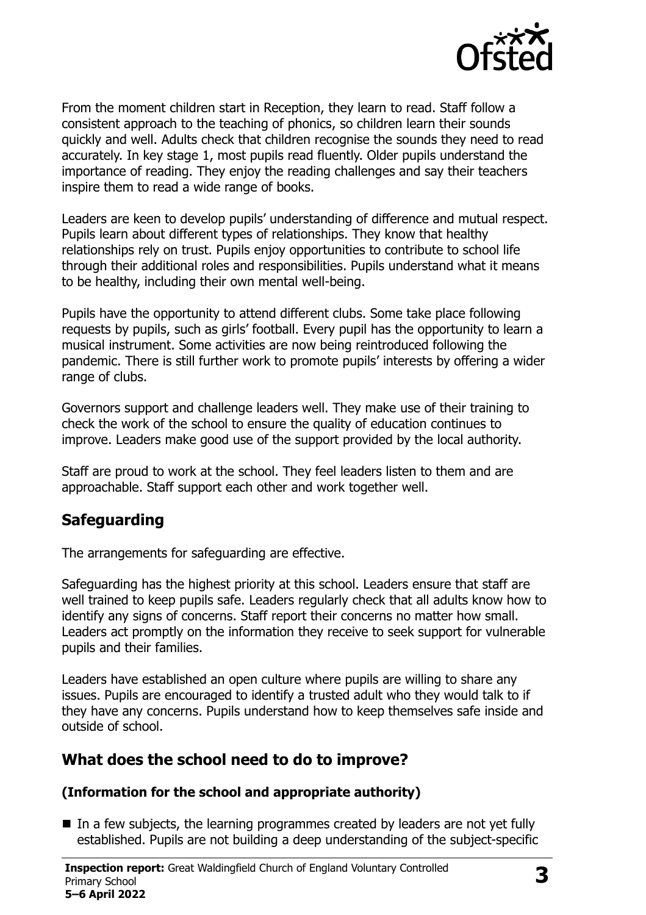From the moment children start in Reception, they learn to read. Staff follow a consistent approach to the teaching of phonics, so children learn their sounds quickly and well. Adults check that children recognise the sounds they need to read accurately. In key stage 1, most pupils read fluently. Older pupils understand the importance of reading. They enjoy the reading challenges and say their teachers inspire them to read a wide range of books.

Leaders are keen to develop pupils' understanding of difference and mutual respect. Pupils learn about different types of relationships. They know that healthy relationships rely on trust. Pupils enjoy opportunities to contribute to school life through their additional roles and responsibilities. Pupils understand what it means to be healthy, including their own mental well-being.

Pupils have the opportunity to attend different clubs. Some take place following requests by pupils, such as girls' football. Every pupil has the opportunity to learn a musical instrument. Some activities are now being reintroduced following the pandemic. There is still further work to promote pupils' interests by offering a wider range of clubs.

Governors support and challenge leaders well. They make use of their training to check the work of the school to ensure the quality of education continues to improve. Leaders make good use of the support provided by the local authority.

Staff are proud to work at the school. They feel leaders listen to them and are approachable. Staff support each other and work together well.

## Safeguarding

The arrangements for safeguarding are effective.

Safeguarding has the highest priority at this school. Leaders ensure that staff are well trained to keep pupils safe. Leaders regularly check that all adults know how to identify any signs of concerns. Staff report their concerns no matter how small. Leaders act promptly on the information they receive to seek support for vulnerable pupils and their families.

Leaders have established an open culture where pupils are willing to share any issues. Pupils are encouraged to identify a trusted adult who they would talk to if they have any concerns. Pupils understand how to keep themselves safe inside and outside of school.

## What does the school need to do to improve?

**(Information for the school and appropriate authority)**

- In a few subjects, the learning programmes created by leaders are not yet fully established. Pupils are not building a deep understanding of the subject-specific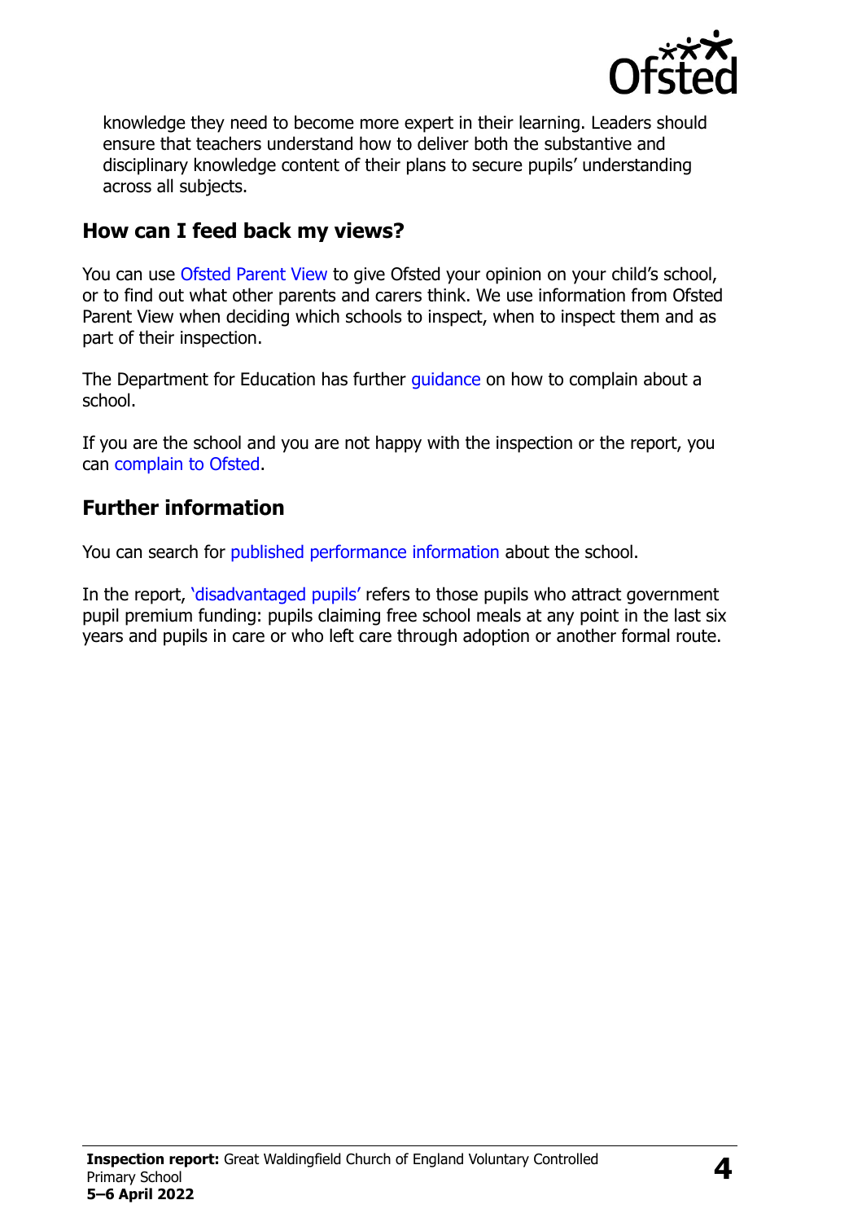knowledge they need to become more expert in their learning. Leaders should ensure that teachers understand how to deliver both the substantive and disciplinary knowledge content of their plans to secure pupils' understanding across all subjects.

## How can I feed back my views?

You can use Ofsted Parent View to give Ofsted your opinion on your child's school, or to find out what other parents and carers think. We use information from Ofsted Parent View when deciding which schools to inspect, when to inspect them and as part of their inspection.

The Department for Education has further guidance on how to complain about a school.

If you are the school and you are not happy with the inspection or the report, you can complain to Ofsted.

## Further information

You can search for published performance information about the school.

In the report, 'disadvantaged pupils' refers to those pupils who attract government pupil premium funding: pupils claiming free school meals at any point in the last six years and pupils in care or who left care through adoption or another formal route.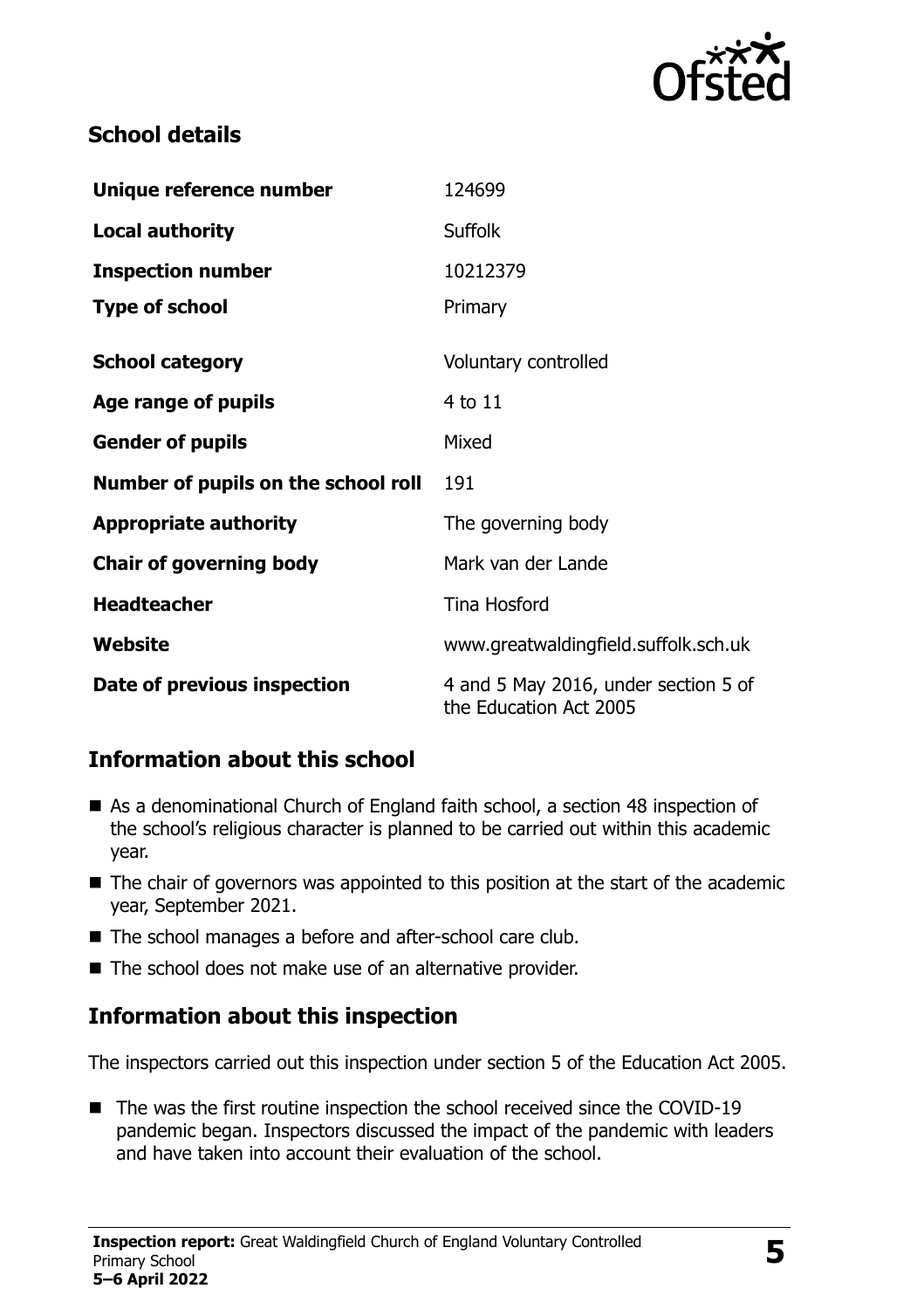## School details

| | |
|---|---|
| **Unique reference number** | 124699 |
| **Local authority** | Suffolk |
| **Inspection number** | 10212379 |
| **Type of school** | Primary |
| **School category** | Voluntary controlled |
| **Age range of pupils** | 4 to 11 |
| **Gender of pupils** | Mixed |
| **Number of pupils on the school roll** | 191 |
| **Appropriate authority** | The governing body |
| **Chair of governing body** | Mark van der Lande |
| **Headteacher** | Tina Hosford |
| **Website** | www.greatwaldingfield.suffolk.sch.uk |
| **Date of previous inspection** | 4 and 5 May 2016, under section 5 of the Education Act 2005 |

## Information about this school

- As a denominational Church of England faith school, a section 48 inspection of the school's religious character is planned to be carried out within this academic year.
- The chair of governors was appointed to this position at the start of the academic year, September 2021.
- The school manages a before and after-school care club.
- The school does not make use of an alternative provider.

## Information about this inspection

The inspectors carried out this inspection under section 5 of the Education Act 2005.

- The was the first routine inspection the school received since the COVID-19 pandemic began. Inspectors discussed the impact of the pandemic with leaders and have taken into account their evaluation of the school.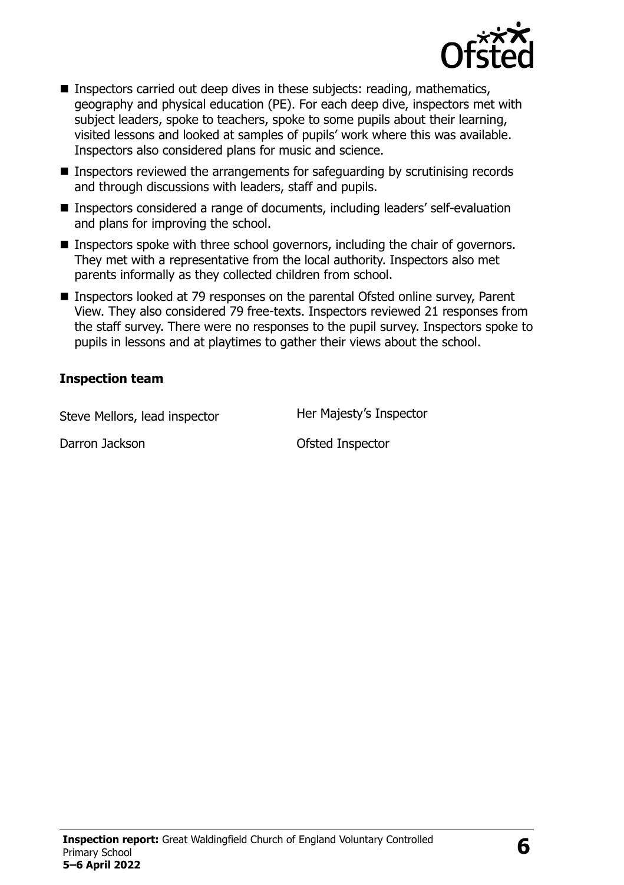- Inspectors carried out deep dives in these subjects: reading, mathematics, geography and physical education (PE). For each deep dive, inspectors met with subject leaders, spoke to teachers, spoke to some pupils about their learning, visited lessons and looked at samples of pupils' work where this was available. Inspectors also considered plans for music and science.
- Inspectors reviewed the arrangements for safeguarding by scrutinising records and through discussions with leaders, staff and pupils.
- Inspectors considered a range of documents, including leaders' self-evaluation and plans for improving the school.
- Inspectors spoke with three school governors, including the chair of governors. They met with a representative from the local authority. Inspectors also met parents informally as they collected children from school.
- Inspectors looked at 79 responses on the parental Ofsted online survey, Parent View. They also considered 79 free-texts. Inspectors reviewed 21 responses from the staff survey. There were no responses to the pupil survey. Inspectors spoke to pupils in lessons and at playtimes to gather their views about the school.

### Inspection team

| | |
|---|---|
| Steve Mellors, lead inspector | Her Majesty's Inspector |
| Darron Jackson | Ofsted Inspector |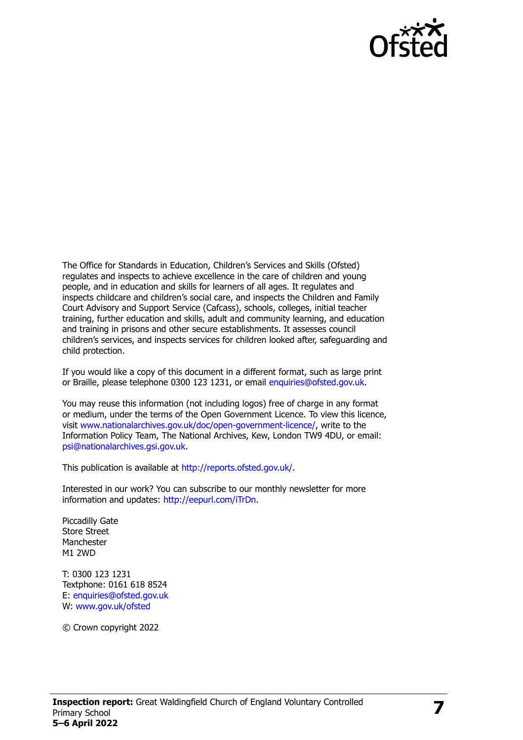The Office for Standards in Education, Children's Services and Skills (Ofsted) regulates and inspects to achieve excellence in the care of children and young people, and in education and skills for learners of all ages. It regulates and inspects childcare and children's social care, and inspects the Children and Family Court Advisory and Support Service (Cafcass), schools, colleges, initial teacher training, further education and skills, adult and community learning, and education and training in prisons and other secure establishments. It assesses council children's services, and inspects services for children looked after, safeguarding and child protection.

If you would like a copy of this document in a different format, such as large print or Braille, please telephone 0300 123 1231, or email enquiries@ofsted.gov.uk.

You may reuse this information (not including logos) free of charge in any format or medium, under the terms of the Open Government Licence. To view this licence, visit www.nationalarchives.gov.uk/doc/open-government-licence/, write to the Information Policy Team, The National Archives, Kew, London TW9 4DU, or email: psi@nationalarchives.gsi.gov.uk.

This publication is available at http://reports.ofsted.gov.uk/.

Interested in our work? You can subscribe to our monthly newsletter for more information and updates: http://eepurl.com/iTrDn.

Piccadilly Gate
Store Street
Manchester
M1 2WD

T: 0300 123 1231
Textphone: 0161 618 8524
E: enquiries@ofsted.gov.uk
W: www.gov.uk/ofsted

© Crown copyright 2022